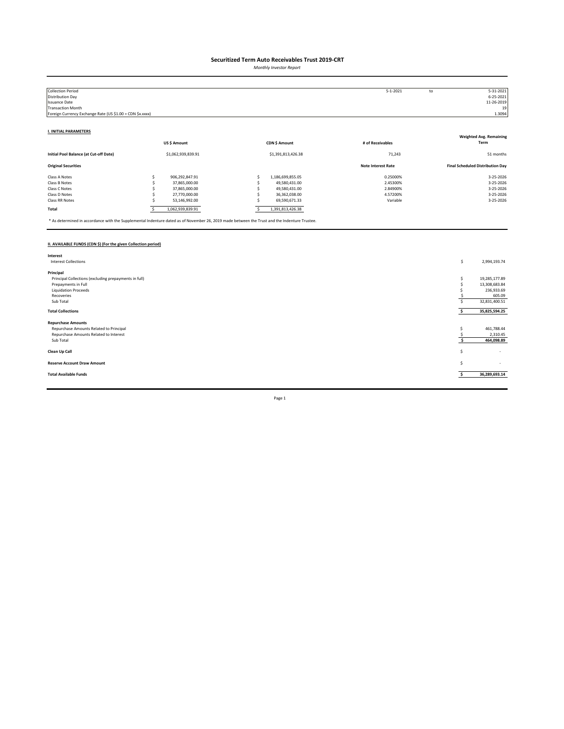# Securitized Term Auto Receivables Trust 2019-CRT

*Monthly Investor Report*

| | | | |
|---|---|---|---|
| Collection Period | 5-1-2021 | to | 5-31-2021 |
| Distribution Day | | | 6-25-2021 |
| Issuance Date | | | 11-26-2019 |
| Transaction Month | | | 19 |
| Foreign Currency Exchange Rate (US $1.00 = CDN $x.xxxx) | | | 1.3094 |

## I. INITIAL PARAMETERS

| | US $ Amount | CDN $ Amount | # of Receivables | Weighted Avg. Remaining Term |
|---|---|---|---|---|
| **Initial Pool Balance (at Cut-off Date)** | $1,062,939,839.91 | $1,391,813,426.38 | 71,243 | 51 months |

| **Original Securities** | | | **Note Interest Rate** | **Final Scheduled Distribution Day** |
|---|---|---|---|---|
| Class A Notes | $ 906,292,847.91 | $ 1,186,699,855.05 | 0.25000% | 3-25-2026 |
| Class B Notes | $ 37,865,000.00 | $ 49,580,431.00 | 2.45300% | 3-25-2026 |
| Class C Notes | $ 37,865,000.00 | $ 49,580,431.00 | 2.84900% | 3-25-2026 |
| Class D Notes | $ 27,770,000.00 | $ 36,362,038.00 | 4.57200% | 3-25-2026 |
| Class RR Notes | $ 53,146,992.00 | $ 69,590,671.33 | Variable | 3-25-2026 |
| **Total** | $ 1,062,939,839.91 | $ 1,391,813,426.38 | | |

* As determined in accordance with the Supplemental Indenture dated as of November 26, 2019 made between the Trust and the Indenture Trustee.

## II. AVAILABLE FUNDS (CDN $) (For the given Collection period)

| | |
|---|---|
| **Interest** | |
| Interest Collections | $ 2,994,193.74 |
| **Principal** | |
| Principal Collections (excluding prepayments in full) | $ 19,285,177.89 |
| Prepayments in Full | $ 13,308,683.84 |
| Liquidation Proceeds | $ 236,933.69 |
| Recoveries | $ 605.09 |
| Sub Total | $ 32,831,400.51 |
| **Total Collections** | **$ 35,825,594.25** |
| **Repurchase Amounts** | |
| Repurchase Amounts Related to Principal | $ 461,788.44 |
| Repurchase Amounts Related to Interest | $ 2,310.45 |
| Sub Total | **$ 464,098.89** |
| **Clean Up Call** | $ - |
| **Reserve Account Draw Amount** | $ - |
| **Total Available Funds** | **$ 36,289,693.14** |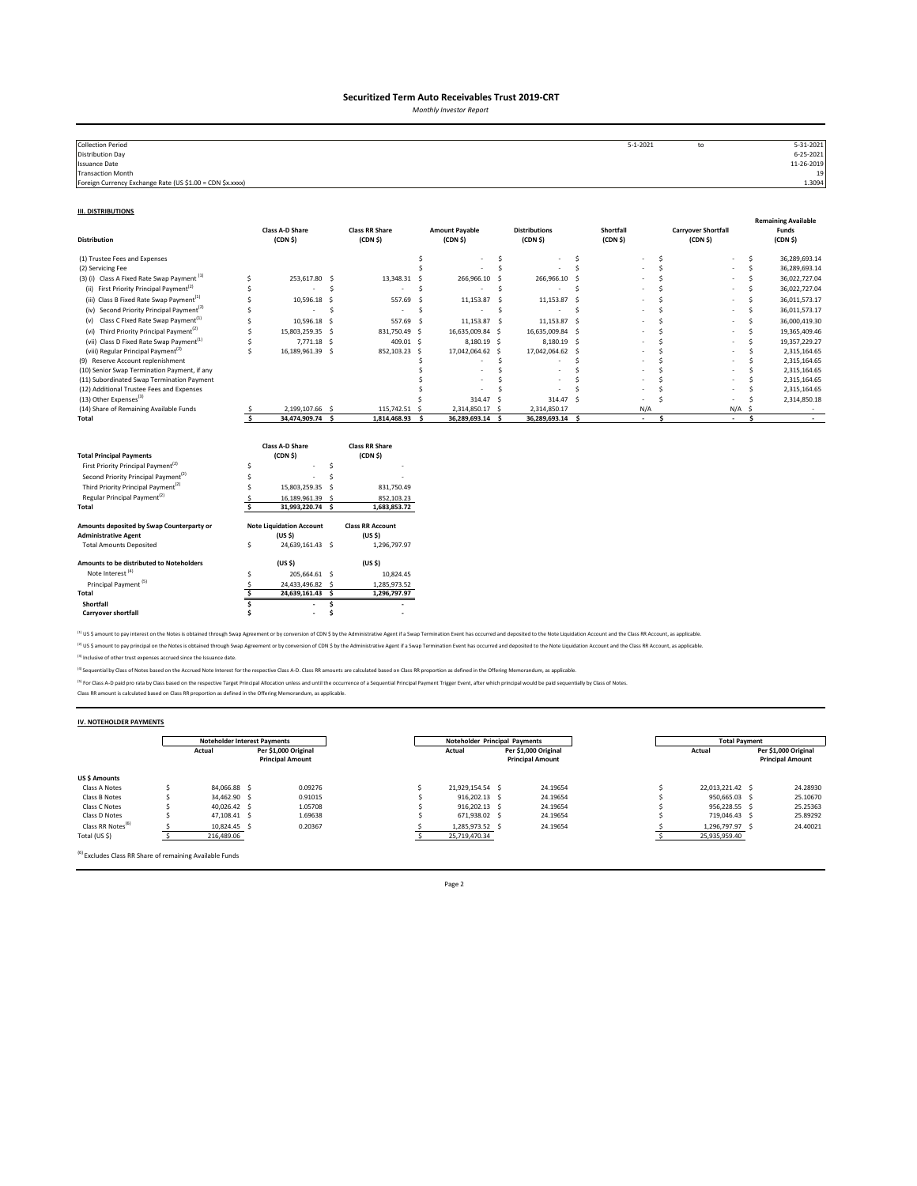# Securitized Term Auto Receivables Trust 2019-CRT

*Monthly Investor Report*

| | | | |
|---|---|---|---|
| Collection Period | 5-1-2021 | to | 5-31-2021 |
| Distribution Day | | | 6-25-2021 |
| Issuance Date | | | 11-26-2019 |
| Transaction Month | | | 19 |
| Foreign Currency Exchange Rate (US $1.00 = CDN $x.xxxx) | | | 1.3094 |

## III. DISTRIBUTIONS

| Distribution | Class A-D Share (CDN $) | Class RR Share (CDN $) | Amount Payable (CDN $) | Distributions (CDN $) | Shortfall (CDN $) | Carryover Shortfall (CDN $) | Remaining Available Funds (CDN $) |
|---|---|---|---|---|---|---|---|
| (1) Trustee Fees and Expenses | | | $ - | $ - | $ - | $ - | $ 36,289,693.14 |
| (2) Servicing Fee | | | $ - | $ - | $ - | $ - | $ 36,289,693.14 |
| (3) (i) Class A Fixed Rate Swap Payment [1] | $ 253,617.80 | $ 13,348.31 | $ 266,966.10 | $ 266,966.10 | $ - | $ - | $ 36,022,727.04 |
| (ii) First Priority Principal Payment[2] | $ - | $ - | $ - | $ - | $ - | $ - | $ 36,022,727.04 |
| (iii) Class B Fixed Rate Swap Payment[1] | $ 10,596.18 | $ 557.69 | $ 11,153.87 | $ 11,153.87 | $ - | $ - | $ 36,011,573.17 |
| (iv) Second Priority Principal Payment[2] | $ - | $ - | $ - | $ - | $ - | $ - | $ 36,011,573.17 |
| (v) Class C Fixed Rate Swap Payment[1] | $ 10,596.18 | $ 557.69 | $ 11,153.87 | $ 11,153.87 | $ - | $ - | $ 36,000,419.30 |
| (vi) Third Priority Principal Payment[2] | $ 15,803,259.35 | $ 831,750.49 | $ 16,635,009.84 | $ 16,635,009.84 | $ - | $ - | $ 19,365,409.46 |
| (vii) Class D Fixed Rate Swap Payment[1] | $ 7,771.18 | $ 409.01 | $ 8,180.19 | $ 8,180.19 | $ - | $ - | $ 19,357,229.27 |
| (viii) Regular Principal Payment[2] | $ 16,189,961.39 | $ 852,103.23 | $ 17,042,064.62 | $ 17,042,064.62 | $ - | $ - | $ 2,315,164.65 |
| (9) Reserve Account replenishment | | | $ - | $ - | $ - | $ - | $ 2,315,164.65 |
| (10) Senior Swap Termination Payment, if any | | | $ - | $ - | $ - | $ - | $ 2,315,164.65 |
| (11) Subordinated Swap Termination Payment | | | $ - | $ - | $ - | $ - | $ 2,315,164.65 |
| (12) Additional Trustee Fees and Expenses | | | $ - | $ - | $ - | $ - | $ 2,315,164.65 |
| (13) Other Expenses[3] | | | $ 314.47 | $ 314.47 | $ - | $ - | $ 2,314,850.18 |
| (14) Share of Remaining Available Funds | $ 2,199,107.66 | $ 115,742.51 | $ 2,314,850.17 | $ 2,314,850.17 | N/A | N/A | $ - |
| **Total** | **$ 34,474,909.74** | **$ 1,814,468.93** | **$ 36,289,693.14** | **$ 36,289,693.14** | **$ -** | **$ -** | **$ -** |

| Total Principal Payments | Class A-D Share (CDN $) | Class RR Share (CDN $) |
|---|---|---|
| First Priority Principal Payment[2] | $ - | $ - |
| Second Priority Principal Payment[2] | $ - | $ - |
| Third Priority Principal Payment[2] | $ 15,803,259.35 | $ 831,750.49 |
| Regular Principal Payment[2] | $ 16,189,961.39 | $ 852,103.23 |
| **Total** | **$ 31,993,220.74** | **$ 1,683,853.72** |

| Amounts deposited by Swap Counterparty or Administrative Agent | Note Liquidation Account (US $) | Class RR Account (US $) |
|---|---|---|
| Total Amounts Deposited | $ 24,639,161.43 | $ 1,296,797.97 |

| Amounts to be distributed to Noteholders | (US $) | (US $) |
|---|---|---|
| Note Interest [4] | $ 205,664.61 | $ 10,824.45 |
| Principal Payment [5] | $ 24,433,496.82 | $ 1,285,973.52 |
| **Total** | **$ 24,639,161.43** | **$ 1,296,797.97** |
| **Shortfall** | **$ -** | **$ -** |
| **Carryover shortfall** | **$ -** | **$ -** |

[1] US $ amount to pay interest on the Notes is obtained through Swap Agreement or by conversion of CDN $ by the Administrative Agent if a Swap Termination Event has occurred and deposited to the Note Liquidation Account and the Class RR Account, as applicable.

[2] US $ amount to pay principal on the Notes is obtained through Swap Agreement or by conversion of CDN $ by the Administrative Agent if a Swap Termination Event has occurred and deposited to the Note Liquidation Account and the Class RR Account, as applicable.

[3] Inclusive of other trust expenses accrued since the Issuance date.

[4] Sequential by Class of Notes based on the Accrued Note Interest for the respective Class A-D. Class RR amounts are calculated based on Class RR proportion as defined in the Offering Memorandum, as applicable.

[5] For Class A-D paid pro rata by Class based on the respective Target Principal Allocation unless and until the occurrence of a Sequential Principal Payment Trigger Event, after which principal would be paid sequentially by Class of Notes.

Class RR amount is calculated based on Class RR proportion as defined in the Offering Memorandum, as applicable.

## IV. NOTEHOLDER PAYMENTS

| | Noteholder Interest Payments | | Noteholder Principal Payments | | Total Payment | |
|---|---|---|---|---|---|---|
| | Actual | Per $1,000 Original Principal Amount | Actual | Per $1,000 Original Principal Amount | Actual | Per $1,000 Original Principal Amount |
| **US $ Amounts** | | | | | | |
| Class A Notes | $ 84,066.88 | $ 0.09276 | $ 21,929,154.54 | $ 24.19654 | $ 22,013,221.42 | $ 24.28930 |
| Class B Notes | $ 34,462.90 | $ 0.91015 | $ 916,202.13 | $ 24.19654 | $ 950,665.03 | $ 25.10670 |
| Class C Notes | $ 40,026.42 | $ 1.05708 | $ 916,202.13 | $ 24.19654 | $ 956,228.55 | $ 25.25363 |
| Class D Notes | $ 47,108.41 | $ 1.69638 | $ 671,938.02 | $ 24.19654 | $ 719,046.43 | $ 25.89292 |
| Class RR Notes[6] | $ 10,824.45 | $ 0.20367 | $ 1,285,973.52 | $ 24.19654 | $ 1,296,797.97 | $ 24.40021 |
| Total (US $) | $ 216,489.06 | | $ 25,719,470.34 | | $ 25,935,959.40 | |

[6] Excludes Class RR Share of remaining Available Funds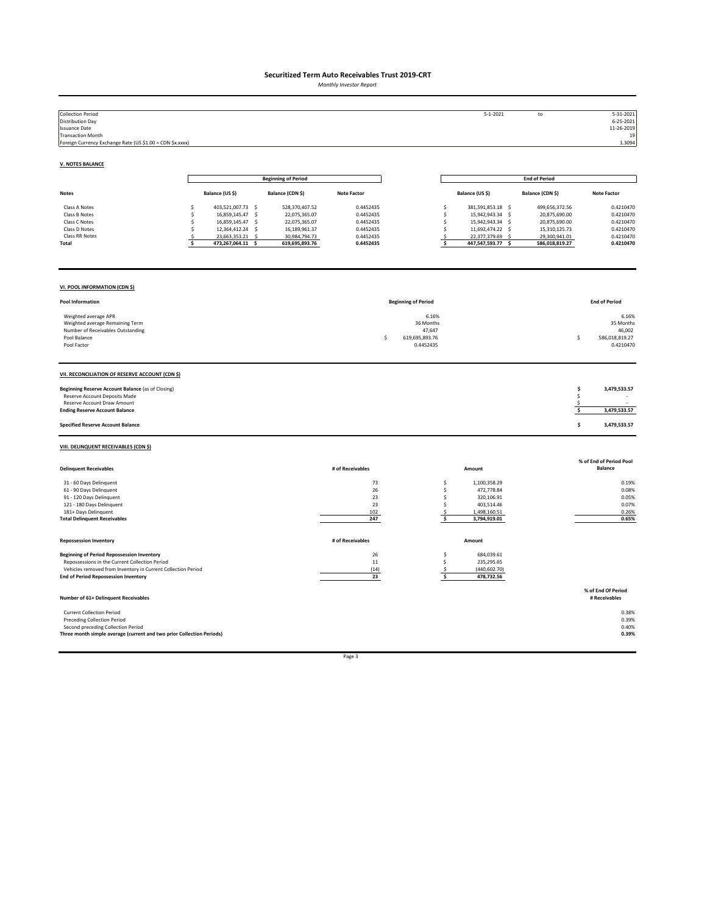# Securitized Term Auto Receivables Trust 2019-CRT

*Monthly Investor Report*

| | | | |
|---|---|---|---|
| Collection Period | 5-1-2021 | to | 5-31-2021 |
| Distribution Day | | | 6-25-2021 |
| Issuance Date | | | 11-26-2019 |
| Transaction Month | | | 19 |
| Foreign Currency Exchange Rate (US $1.00 = CDN $x.xxxx) | | | 1.3094 |

## V. NOTES BALANCE

| | Beginning of Period | | | End of Period | | |
|---|---|---|---|---|---|---|
| **Notes** | **Balance (US $)** | **Balance (CDN $)** | **Note Factor** | **Balance (US $)** | **Balance (CDN $)** | **Note Factor** |
| Class A Notes | $ 403,521,007.73 | $ 528,370,407.52 | 0.4452435 | $ 381,591,853.18 | $ 499,656,372.56 | 0.4210470 |
| Class B Notes | $ 16,859,145.47 | $ 22,075,365.07 | 0.4452435 | $ 15,942,943.34 | $ 20,875,690.00 | 0.4210470 |
| Class C Notes | $ 16,859,145.47 | $ 22,075,365.07 | 0.4452435 | $ 15,942,943.34 | $ 20,875,690.00 | 0.4210470 |
| Class D Notes | $ 12,364,412.24 | $ 16,189,961.37 | 0.4452435 | $ 11,692,474.22 | $ 15,310,125.73 | 0.4210470 |
| Class RR Notes | $ 23,663,353.21 | $ 30,984,794.73 | 0.4452435 | $ 22,377,379.69 | $ 29,300,941.01 | 0.4210470 |
| **Total** | **$ 473,267,064.11** | **$ 619,695,893.76** | **0.4452435** | **$ 447,547,593.77** | **$ 586,018,819.27** | **0.4210470** |

## VI. POOL INFORMATION (CDN $)

| Pool Information | Beginning of Period | End of Period |
|---|---|---|
| Weighted average APR | 6.16% | 6.16% |
| Weighted average Remaining Term | 36 Months | 35 Months |
| Number of Receivables Outstanding | 47,647 | 46,002 |
| Pool Balance | $ 619,695,893.76 | $ 586,018,819.27 |
| Pool Factor | 0.4452435 | 0.4210470 |

## VII. RECONCILIATION OF RESERVE ACCOUNT (CDN $)

| | |
|---|---|
| **Beginning Reserve Account Balance** (as of Closing) | **$ 3,479,533.57** |
| Reserve Account Deposits Made | $ - |
| Reserve Account Draw Amount | $ - |
| **Ending Reserve Account Balance** | **$ 3,479,533.57** |
| **Specified Reserve Account Balance** | **$ 3,479,533.57** |

## VIII. DELINQUENT RECEIVABLES (CDN $)

| Delinquent Receivables | # of Receivables | Amount | % of End of Period Pool Balance |
|---|---|---|---|
| 31 - 60 Days Delinquent | 73 | $ 1,100,358.29 | 0.19% |
| 61 - 90 Days Delinquent | 26 | $ 472,778.84 | 0.08% |
| 91 - 120 Days Delinquent | 23 | $ 320,106.91 | 0.05% |
| 121 - 180 Days Delinquent | 23 | $ 403,514.46 | 0.07% |
| 181+ Days Delinquent | 102 | $ 1,498,160.51 | 0.26% |
| **Total Delinquent Receivables** | **247** | **$ 3,794,919.01** | **0.65%** |

| Repossession Inventory | # of Receivables | Amount |
|---|---|---|
| **Beginning of Period Repossession Inventory** | 26 | $ 684,039.61 |
| Repossessions in the Current Collection Period | 11 | $ 235,295.65 |
| Vehicles removed from Inventory in Current Collection Period | (14) | $ (440,602.70) |
| **End of Period Repossession Inventory** | **23** | **$ 478,732.56** |

| Number of 61+ Delinquent Receivables | % of End Of Period # Receivables |
|---|---|
| Current Collection Period | 0.38% |
| Preceding Collection Period | 0.39% |
| Second preceding Collection Period | 0.40% |
| **Three month simple average (current and two prior Collection Periods)** | **0.39%** |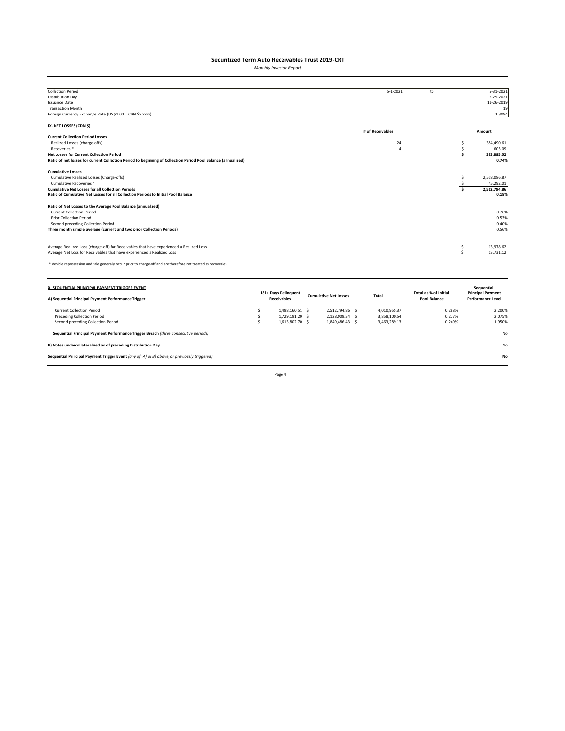# Securitized Term Auto Receivables Trust 2019-CRT

*Monthly Investor Report*

| | | | |
|---|---|---|---|
| Collection Period | 5-1-2021 | to | 5-31-2021 |
| Distribution Day | | | 6-25-2021 |
| Issuance Date | | | 11-26-2019 |
| Transaction Month | | | 19 |
| Foreign Currency Exchange Rate (US $1.00 = CDN $x.xxxx) | | | 1.3094 |

## IX. NET LOSSES (CDN $)

| | # of Receivables | Amount |
|---|---|---|
| **Current Collection Period Losses** | | |
| Realized Losses (charge-offs) | 24 | $ 384,490.61 |
| Recoveries * | 4 | $ 605.09 |
| **Net Losses for Current Collection Period** | | **$ 383,885.52** |
| **Ratio of net losses for current Collection Period to beginning of Collection Period Pool Balance (annualized)** | | **0.74%** |
| **Cumulative Losses** | | |
| Cumulative Realized Losses (Charge-offs) | | $ 2,558,086.87 |
| Cumulative Recoveries * | | $ 45,292.01 |
| **Cumulative Net Losses for all Collection Periods** | | **$ 2,512,794.86** |
| **Ratio of Cumulative Net Losses for all Collection Periods to Initial Pool Balance** | | **0.18%** |
| **Ratio of Net Losses to the Average Pool Balance (annualized)** | | |
| Current Collection Period | | 0.76% |
| Prior Collection Period | | 0.53% |
| Second preceding Collection Period | | 0.40% |
| **Three month simple average (current and two prior Collection Periods)** | | 0.56% |
| Average Realized Loss (charge-off) for Receivables that have experienced a Realized Loss | | $ 13,978.62 |
| Average Net Loss for Receivables that have experienced a Realized Loss | | $ 13,731.12 |

* Vehicle repossession and sale generally occur prior to charge-off and are therefore not treated as recoveries.

## X. SEQUENTIAL PRINCIPAL PAYMENT TRIGGER EVENT

| A) Sequential Principal Payment Performance Trigger | 181+ Days Delinquent Receivables | Cumulative Net Losses | Total | Total as % of Initial Pool Balance | Sequential Principal Payment Performance Level |
|---|---|---|---|---|---|
| Current Collection Period | $ 1,498,160.51 | $ 2,512,794.86 | $ 4,010,955.37 | 0.288% | 2.200% |
| Preceding Collection Period | $ 1,729,191.20 | $ 2,128,909.34 | $ 3,858,100.54 | 0.277% | 2.075% |
| Second preceding Collection Period | $ 1,613,802.70 | $ 1,849,486.43 | $ 3,463,289.13 | 0.249% | 1.950% |
| **Sequential Principal Payment Performance Trigger Breach** *(three consecutive periods)* | | | | | No |
| **B) Notes undercollateralized as of preceding Distribution Day** | | | | | No |
| **Sequential Principal Payment Trigger Event** *(any of: A) or B) above, or previously triggered)* | | | | | **No** |